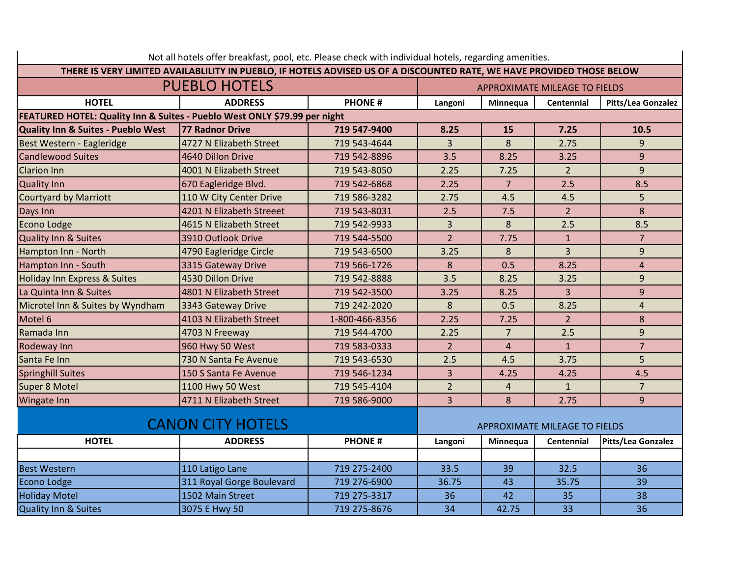Not all hotels offer breakfast, pool, etc. Please check with individual hotels, regarding amenities.

**THERE IS VERY LIMITED AVAILABLILITY IN PUEBLO, IF HOTELS ADVISED US OF A DISCOUNTED RATE, WE HAVE PROVIDED THOSE BELOW**

## PUEBLO HOTELS

| | | | APPROXIMATE MILEAGE TO FIELDS | | | |
|---|---|---|---|---|---|---|
| **HOTEL** | **ADDRESS** | **PHONE #** | **Langoni** | **Minnequa** | **Centennial** | **Pitts/Lea Gonzalez** |
| **FEATURED HOTEL: Quality Inn & Suites - Pueblo West ONLY $79.99 per night** | | | | | | |
| **Quality Inn & Suites - Pueblo West** | **77 Radnor Drive** | **719 547-9400** | **8.25** | **15** | **7.25** | **10.5** |
| Best Western - Eagleridge | 4727 N Elizabeth Street | 719 543-4644 | 3 | 8 | 2.75 | 9 |
| Candlewood Suites | 4640 Dillon Drive | 719 542-8896 | 3.5 | 8.25 | 3.25 | 9 |
| Clarion Inn | 4001 N Elizabeth Street | 719 543-8050 | 2.25 | 7.25 | 2 | 9 |
| Quality Inn | 670 Eagleridge Blvd. | 719 542-6868 | 2.25 | 7 | 2.5 | 8.5 |
| Courtyard by Marriott | 110 W City Center Drive | 719 586-3282 | 2.75 | 4.5 | 4.5 | 5 |
| Days Inn | 4201 N Elizabeth Streeet | 719 543-8031 | 2.5 | 7.5 | 2 | 8 |
| Econo Lodge | 4615 N Elizabeth Street | 719 542-9933 | 3 | 8 | 2.5 | 8.5 |
| Quality Inn & Suites | 3910 Outlook Drive | 719 544-5500 | 2 | 7.75 | 1 | 7 |
| Hampton Inn - North | 4790 Eagleridge Circle | 719 543-6500 | 3.25 | 8 | 3 | 9 |
| Hampton Inn - South | 3315 Gateway Drive | 719 566-1726 | 8 | 0.5 | 8.25 | 4 |
| Holiday Inn Express & Suites | 4530 Dillon Drive | 719 542-8888 | 3.5 | 8.25 | 3.25 | 9 |
| La Quinta Inn & Suites | 4801 N Elizabeth Street | 719 542-3500 | 3.25 | 8.25 | 3 | 9 |
| Microtel Inn & Suites by Wyndham | 3343 Gateway Drive | 719 242-2020 | 8 | 0.5 | 8.25 | 4 |
| Motel 6 | 4103 N Elizabeth Street | 1-800-466-8356 | 2.25 | 7.25 | 2 | 8 |
| Ramada Inn | 4703 N Freeway | 719 544-4700 | 2.25 | 7 | 2.5 | 9 |
| Rodeway Inn | 960 Hwy 50 West | 719 583-0333 | 2 | 4 | 1 | 7 |
| Santa Fe Inn | 730 N Santa Fe Avenue | 719 543-6530 | 2.5 | 4.5 | 3.75 | 5 |
| Springhill Suites | 150 S Santa Fe Avenue | 719 546-1234 | 3 | 4.25 | 4.25 | 4.5 |
| Super 8 Motel | 1100 Hwy 50 West | 719 545-4104 | 2 | 4 | 1 | 7 |
| Wingate Inn | 4711 N Elizabeth Street | 719 586-9000 | 3 | 8 | 2.75 | 9 |

## CANON CITY HOTELS

| | | | APPROXIMATE MILEAGE TO FIELDS | | | |
|---|---|---|---|---|---|---|
| **HOTEL** | **ADDRESS** | **PHONE #** | **Langoni** | **Minnequa** | **Centennial** | **Pitts/Lea Gonzalez** |
| Best Western | 110 Latigo Lane | 719 275-2400 | 33.5 | 39 | 32.5 | 36 |
| Econo Lodge | 311 Royal Gorge Boulevard | 719 276-6900 | 36.75 | 43 | 35.75 | 39 |
| Holiday Motel | 1502 Main Street | 719 275-3317 | 36 | 42 | 35 | 38 |
| Quality Inn & Suites | 3075 E Hwy 50 | 719 275-8676 | 34 | 42.75 | 33 | 36 |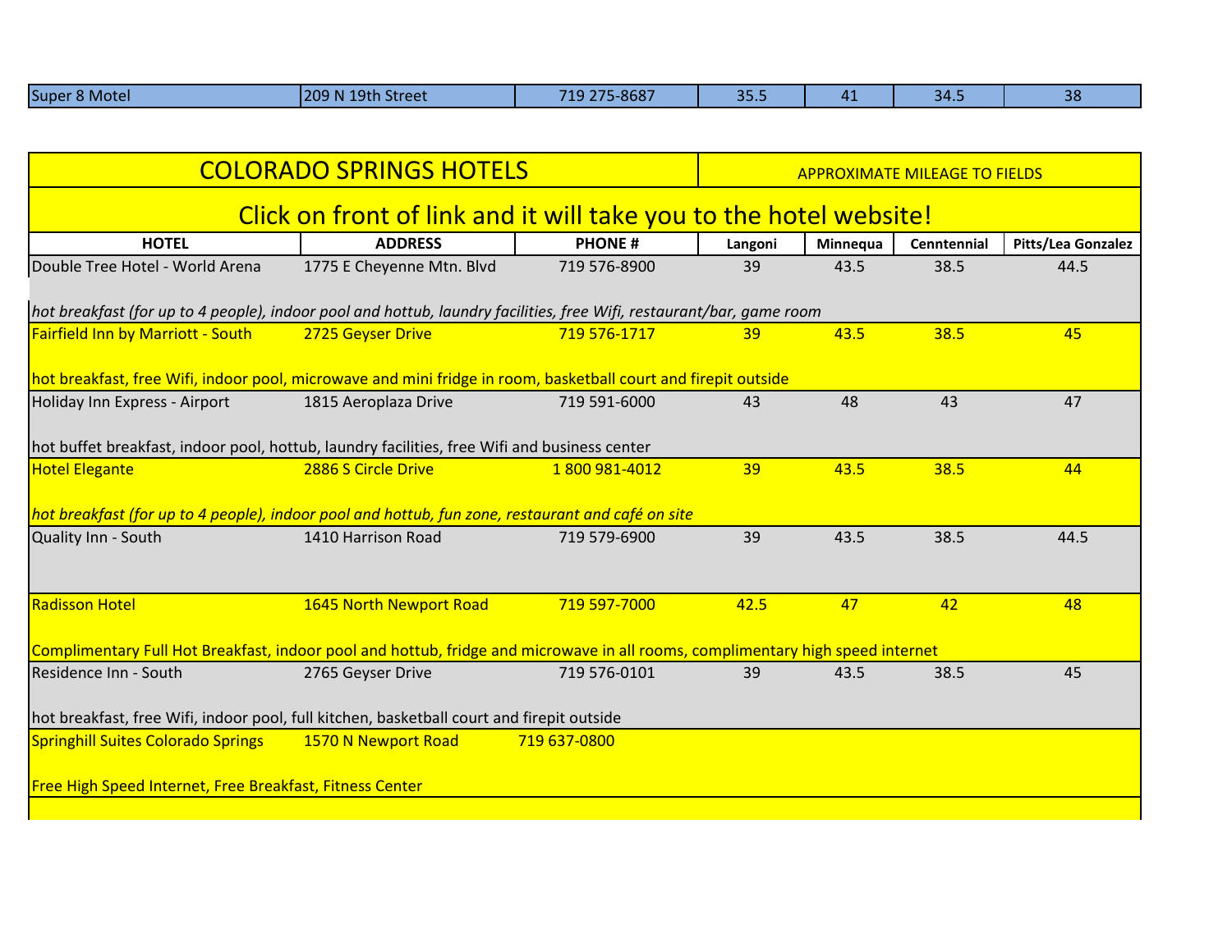| | | | | | | |
|---|---|---|---|---|---|---|
| Super 8 Motel | 209 N 19th Street | 719 275-8687 | 35.5 | 41 | 34.5 | 38 |

| COLORADO SPRINGS HOTELS | | | APPROXIMATE MILEAGE TO FIELDS | | | |
|---|---|---|---|---|---|---|
| Click on front of link and it will take you to the hotel website! | | | | | | |
| **HOTEL** | **ADDRESS** | **PHONE #** | **Langoni** | **Minnequa** | **Cenntennial** | **Pitts/Lea Gonzalez** |
| Double Tree Hotel - World Arena | 1775 E Cheyenne Mtn. Blvd | 719 576-8900 | 39 | 43.5 | 38.5 | 44.5 |
| *hot breakfast (for up to 4 people), indoor pool and hottub, laundry facilities, free Wifi, restaurant/bar, game room* | | | | | | |
| Fairfield Inn by Marriott - South | 2725 Geyser Drive | 719 576-1717 | 39 | 43.5 | 38.5 | 45 |
| hot breakfast, free Wifi, indoor pool, microwave and mini fridge in room, basketball court and firepit outside | | | | | | |
| Holiday Inn Express - Airport | 1815 Aeroplaza Drive | 719 591-6000 | 43 | 48 | 43 | 47 |
| hot buffet breakfast, indoor pool, hottub, laundry facilities, free Wifi and business center | | | | | | |
| Hotel Elegante | 2886 S Circle Drive | 1 800 981-4012 | 39 | 43.5 | 38.5 | 44 |
| *hot breakfast (for up to 4 people), indoor pool and hottub, fun zone, restaurant and café on site* | | | | | | |
| Quality Inn - South | 1410 Harrison Road | 719 579-6900 | 39 | 43.5 | 38.5 | 44.5 |
| Radisson Hotel | 1645 North Newport Road | 719 597-7000 | 42.5 | 47 | 42 | 48 |
| Complimentary Full Hot Breakfast, indoor pool and hottub, fridge and microwave in all rooms, complimentary high speed internet | | | | | | |
| Residence Inn - South | 2765 Geyser Drive | 719 576-0101 | 39 | 43.5 | 38.5 | 45 |
| hot breakfast, free Wifi, indoor pool, full kitchen, basketball court and firepit outside | | | | | | |
| Springhill Suites Colorado Springs | 1570 N Newport Road | 719 637-0800 | | | | |
| Free High Speed Internet, Free Breakfast, Fitness Center | | | | | | |